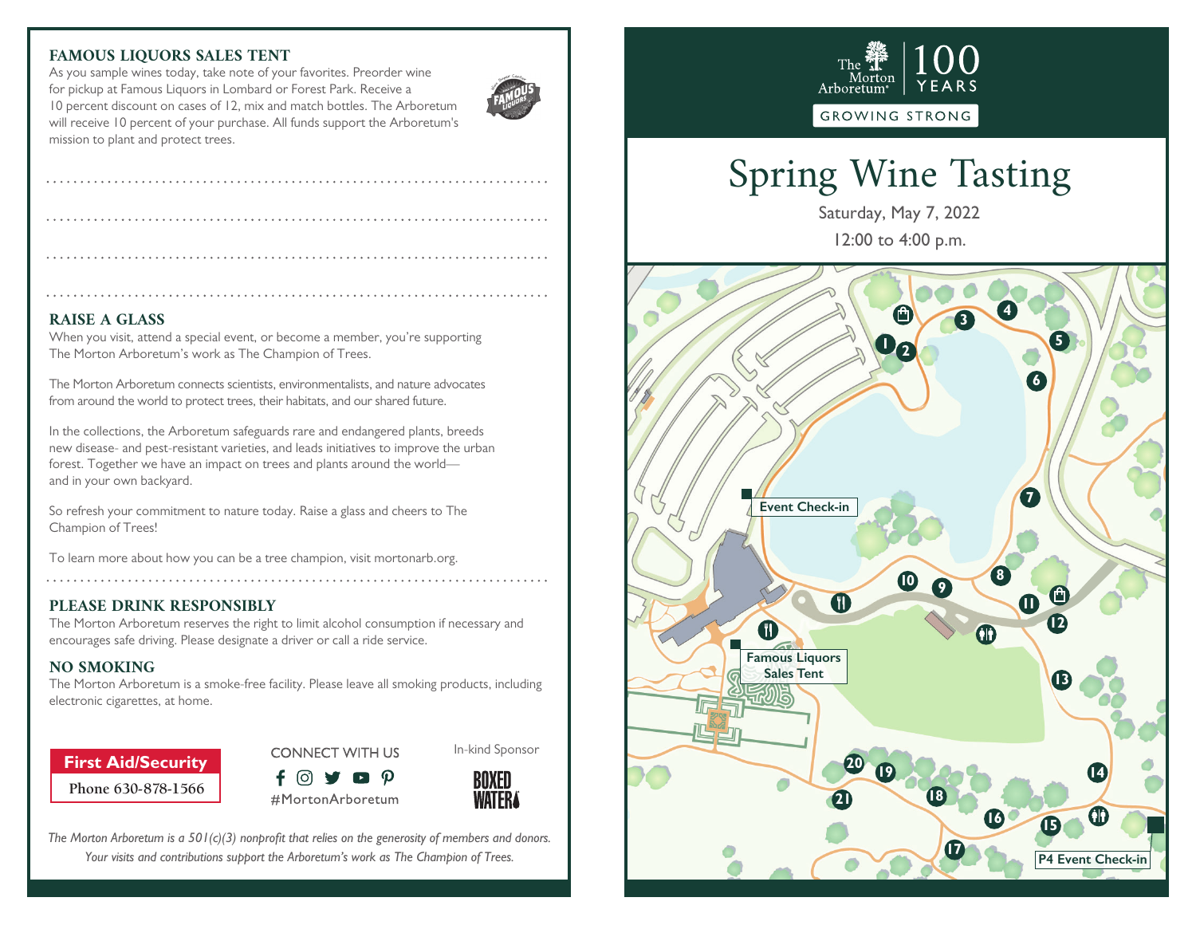## FAMOUS LIQUORS SALES TENT

As you sample wines today, take note of your favorites. Preorder wine for pickup at Famous Liquors in Lombard or Forest Park. Receive a 10 percent discount on cases of 12, mix and match bottles. The Arboretum will receive 10 percent of your purchase. All funds support the Arboretum's mission to plant and protect trees.

## RAISE A GLASS

When you visit, attend a special event, or become a member, you're supporting The Morton Arboretum's work as The Champion of Trees.

The Morton Arboretum connects scientists, environmentalists, and nature advocates from around the world to protect trees, their habitats, and our shared future.

In the collections, the Arboretum safeguards rare and endangered plants, breeds new disease- and pest-resistant varieties, and leads initiatives to improve the urban forest. Together we have an impact on trees and plants around the world—and in your own backyard.

So refresh your commitment to nature today. Raise a glass and cheers to The Champion of Trees!

To learn more about how you can be a tree champion, visit mortonarb.org.

## PLEASE DRINK RESPONSIBLY

The Morton Arboretum reserves the right to limit alcohol consumption if necessary and encourages safe driving. Please designate a driver or call a ride service.

## NO SMOKING

The Morton Arboretum is a smoke-free facility. Please leave all smoking products, including electronic cigarettes, at home.

**First Aid/Security**
Phone 630-878-1566

CONNECT WITH US
#MortonArboretum

In-kind Sponsor
BOXED WATER

*The Morton Arboretum is a 501(c)(3) nonprofit that relies on the generosity of members and donors. Your visits and contributions support the Arboretum's work as The Champion of Trees.*

The Morton Arboretum | 100 YEARS
GROWING STRONG

# Spring Wine Tasting

Saturday, May 7, 2022

12:00 to 4:00 p.m.

Event Check-in

Famous Liquors Sales Tent

P4 Event Check-in

1 2 3 4 5 6 7 8 9 10 11 12 13 14 15 16 17 18 19 20 21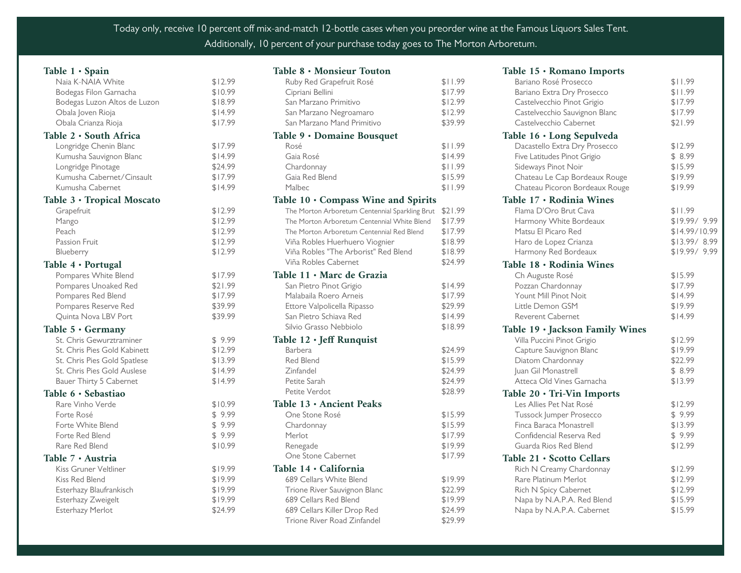Today only, receive 10 percent off mix-and-match 12-bottle cases when you preorder wine at the Famous Liquors Sales Tent.
Additionally, 10 percent of your purchase today goes to The Morton Arboretum.

## Table 1 • Spain

| | |
|---|---|
| Naia K-NAIA White | $12.99 |
| Bodegas Filon Garnacha | $10.99 |
| Bodegas Luzon Altos de Luzon | $18.99 |
| Obala Joven Rioja | $14.99 |
| Obala Crianza Rioja | $17.99 |

## Table 2 • South Africa

| | |
|---|---|
| Longridge Chenin Blanc | $17.99 |
| Kumusha Sauvignon Blanc | $14.99 |
| Longridge Pinotage | $24.99 |
| Kumusha Cabernet/Cinsault | $17.99 |
| Kumusha Cabernet | $14.99 |

## Table 3 • Tropical Moscato

| | |
|---|---|
| Grapefruit | $12.99 |
| Mango | $12.99 |
| Peach | $12.99 |
| Passion Fruit | $12.99 |
| Blueberry | $12.99 |

## Table 4 • Portugal

| | |
|---|---|
| Pompares White Blend | $17.99 |
| Pompares Unoaked Red | $21.99 |
| Pompares Red Blend | $17.99 |
| Pompares Reserve Red | $39.99 |
| Quinta Nova LBV Port | $39.99 |

## Table 5 • Germany

| | |
|---|---|
| St. Chris Gewurztraminer | $ 9.99 |
| St. Chris Pies Gold Kabinett | $12.99 |
| St. Chris Pies Gold Spatlese | $13.99 |
| St. Chris Pies Gold Auslese | $14.99 |
| Bauer Thirty 5 Cabernet | $14.99 |

## Table 6 • Sebastiao

| | |
|---|---|
| Rare Vinho Verde | $10.99 |
| Forte Rosé | $ 9.99 |
| Forte White Blend | $ 9.99 |
| Forte Red Blend | $ 9.99 |
| Rare Red Blend | $10.99 |

## Table 7 • Austria

| | |
|---|---|
| Kiss Gruner Veltliner | $19.99 |
| Kiss Red Blend | $19.99 |
| Esterhazy Blaufrankisch | $19.99 |
| Esterhazy Zweigelt | $19.99 |
| Esterhazy Merlot | $24.99 |

## Table 8 • Monsieur Touton

| | |
|---|---|
| Ruby Red Grapefruit Rosé | $11.99 |
| Cipriani Bellini | $17.99 |
| San Marzano Primitivo | $12.99 |
| San Marzano Negroamaro | $12.99 |
| San Marzano Mand Primitivo | $39.99 |

## Table 9 • Domaine Bousquet

| | |
|---|---|
| Rosé | $11.99 |
| Gaia Rosé | $14.99 |
| Chardonnay | $11.99 |
| Gaia Red Blend | $15.99 |
| Malbec | $11.99 |

## Table 10 • Compass Wine and Spirits

| | |
|---|---|
| The Morton Arboretum Centennial Sparkling Brut | $21.99 |
| The Morton Arboretum Centennial White Blend | $17.99 |
| The Morton Arboretum Centennial Red Blend | $17.99 |
| Viña Robles Huerhuero Viognier | $18.99 |
| Viña Robles "The Arborist" Red Blend | $18.99 |
| Viña Robles Cabernet | $24.99 |

## Table 11 • Marc de Grazia

| | |
|---|---|
| San Pietro Pinot Grigio | $14.99 |
| Malabaila Roero Arneis | $17.99 |
| Ettore Valpolicella Ripasso | $29.99 |
| San Pietro Schiava Red | $14.99 |
| Silvio Grasso Nebbiolo | $18.99 |

## Table 12 • Jeff Runquist

| | |
|---|---|
| Barbera | $24.99 |
| Red Blend | $15.99 |
| Zinfandel | $24.99 |
| Petite Sarah | $24.99 |
| Petite Verdot | $28.99 |

## Table 13 • Ancient Peaks

| | |
|---|---|
| One Stone Rosé | $15.99 |
| Chardonnay | $15.99 |
| Merlot | $17.99 |
| Renegade | $19.99 |
| One Stone Cabernet | $17.99 |

## Table 14 • California

| | |
|---|---|
| 689 Cellars White Blend | $19.99 |
| Trione River Sauvignon Blanc | $22.99 |
| 689 Cellars Red Blend | $19.99 |
| 689 Cellars Killer Drop Red | $24.99 |
| Trione River Road Zinfandel | $29.99 |

## Table 15 • Romano Imports

| | |
|---|---|
| Bariano Rosé Prosecco | $11.99 |
| Bariano Extra Dry Prosecco | $11.99 |
| Castelvecchio Pinot Grigio | $17.99 |
| Castelvecchio Sauvignon Blanc | $17.99 |
| Castelvecchio Cabernet | $21.99 |

## Table 16 • Long Sepulveda

| | |
|---|---|
| Dacastello Extra Dry Prosecco | $12.99 |
| Five Latitudes Pinot Grigio | $ 8.99 |
| Sideways Pinot Noir | $15.99 |
| Chateau Le Cap Bordeaux Rouge | $19.99 |
| Chateau Picoron Bordeaux Rouge | $19.99 |

## Table 17 • Rodinia Wines

| | |
|---|---|
| Flama D'Oro Brut Cava | $11.99 |
| Harmony White Bordeaux | $19.99/ 9.99 |
| Matsu El Picaro Red | $14.99/10.99 |
| Haro de Lopez Crianza | $13.99/ 8.99 |
| Harmony Red Bordeaux | $19.99/ 9.99 |

## Table 18 • Rodinia Wines

| | |
|---|---|
| Ch Auguste Rosé | $15.99 |
| Pozzan Chardonnay | $17.99 |
| Yount Mill Pinot Noit | $14.99 |
| Little Demon GSM | $19.99 |
| Reverent Cabernet | $14.99 |

## Table 19 • Jackson Family Wines

| | |
|---|---|
| Villa Puccini Pinot Grigio | $12.99 |
| Capture Sauvignon Blanc | $19.99 |
| Diatom Chardonnay | $22.99 |
| Juan Gil Monastrell | $ 8.99 |
| Atteca Old Vines Garnacha | $13.99 |

## Table 20 • Tri-Vin Imports

| | |
|---|---|
| Les Allies Pet Nat Rosé | $12.99 |
| Tussock Jumper Prosecco | $ 9.99 |
| Finca Baraca Monastrell | $13.99 |
| Confidencial Reserva Red | $ 9.99 |
| Guarda Rios Red Blend | $12.99 |

## Table 21 • Scotto Cellars

| | |
|---|---|
| Rich N Creamy Chardonnay | $12.99 |
| Rare Platinum Merlot | $12.99 |
| Rich N Spicy Cabernet | $12.99 |
| Napa by N.A.P.A. Red Blend | $15.99 |
| Napa by N.A.P.A. Cabernet | $15.99 |